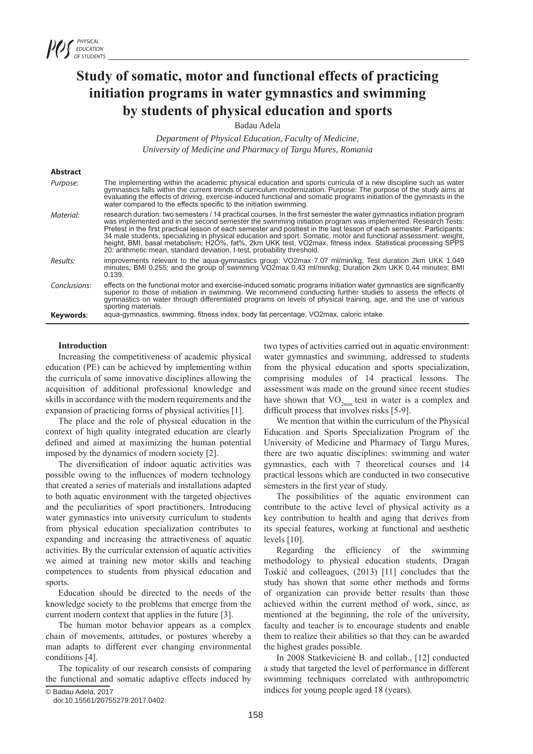# Study of somatic, motor and functional effects of practicing initiation programs in water gymnastics and swimming by students of physical education and sports

Badau Adela

*Department of Physical Education, Faculty of Medicine, University of Medicine and Pharmacy of Targu Mures, Romania*

**Abstract**

*Purpose:* The implementing within the academic physical education and sports curricula of a new discipline such as water gymnastics falls within the current trends of curriculum modernization. Purpose: The purpose of the study aims at evaluating the effects of driving, exercise-induced functional and somatic programs initiation of the gymnasts in the water compared to the effects specific to the initiation swimming.

*Material:* research duration: two semesters / 14 practical courses. In the first semester the water gymnastics initiation program was implemented and in the second semester the swimming initiation program was implemented. Research Tests: Pretest in the first practical lesson of each semester and posttest in the last lesson of each semester. Participants: 34 male students, specializing in physical education and sport. Somatic, motor and functional assessment: weight, height, BMI, basal metabolism; H2O%, fat%, 2km UKK test, VO2max, fitness index. Statistical processing SPPS 20: arithmetic mean, standard deviation, t-test, probability threshold.

*Results:* improvements relevant to the aqua-gymnastics group: VO2max 7.07 ml/min/kg; Test duration 2km UKK 1.049 minutes; BMI 0.255; and the group of swimming VO2max 0.43 ml/min/kg; Duration 2km UKK 0.44 minutes; BMI 0.139.

*Conclusions:* effects on the functional motor and exercise-induced somatic programs initiation water gymnastics are significantly superior to those of initiation in swimming. We recommend conducting further studies to assess the effects of gymnastics on water through differentiated programs on levels of physical training, age, and the use of various sporting materials.

**Keywords**: aqua-gymnastics, swimming, fitness index, body fat percentage, VO2max, caloric intake.

## Introduction

Increasing the competitiveness of academic physical education (PE) can be achieved by implementing within the curricula of some innovative disciplines allowing the acquisition of additional professional knowledge and skills in accordance with the modern requirements and the expansion of practicing forms of physical activities [1].

The place and the role of physical education in the context of high quality integrated education are clearly defined and aimed at maximizing the human potential imposed by the dynamics of modern society [2].

The diversification of indoor aquatic activities was possible owing to the influences of modern technology that created a series of materials and installations adapted to both aquatic environment with the targeted objectives and the peculiarities of sport practitioners. Introducing water gymnastics into university curriculum to students from physical education specialization contributes to expanding and increasing the attractiveness of aquatic activities. By the curricular extension of aquatic activities we aimed at training new motor skills and teaching competences to students from physical education and sports.

Education should be directed to the needs of the knowledge society to the problems that emerge from the current modern context that applies in the future [3].

The human motor behavior appears as a complex chain of movements, attitudes, or postures whereby a man adapts to different ever changing environmental conditions [4].

The topicality of our research consists of comparing the functional and somatic adaptive effects induced by two types of activities carried out in aquatic environment: water gymnastics and swimming, addressed to students from the physical education and sports specialization, comprising modules of 14 practical lessons. The assessment was made on the ground since recent studies have shown that $VO_{2max}$ test in water is a complex and difficult process that involves risks [5-9].

We mention that within the curriculum of the Physical Education and Sports Specialization Program of the University of Medicine and Pharmacy of Targu Mures, there are two aquatic disciplines: swimming and water gymnastics, each with 7 theoretical courses and 14 practical lessons which are conducted in two consecutive semesters in the first year of study.

The possibilities of the aquatic environment can contribute to the active level of physical activity as a key contribution to health and aging that derives from its special features, working at functional and aesthetic levels [10].

Regarding the efficiency of the swimming methodology to physical education students, Dragan Toskić and colleagues, (2013) [11] concludes that the study has shown that some other methods and forms of organization can provide better results than those achieved within the current method of work, since, as mentioned at the beginning, the role of the university, faculty and teacher is to encourage students and enable them to realize their abilities so that they can be awarded the highest grades possible.

In 2008 Statkevicienė B. and collab., [12] conducted a study that targeted the level of performance in different swimming techniques correlated with anthropometric indices for young people aged 18 (years).

© Badau Adela, 2017
doi:10.15561/20755279.2017.0402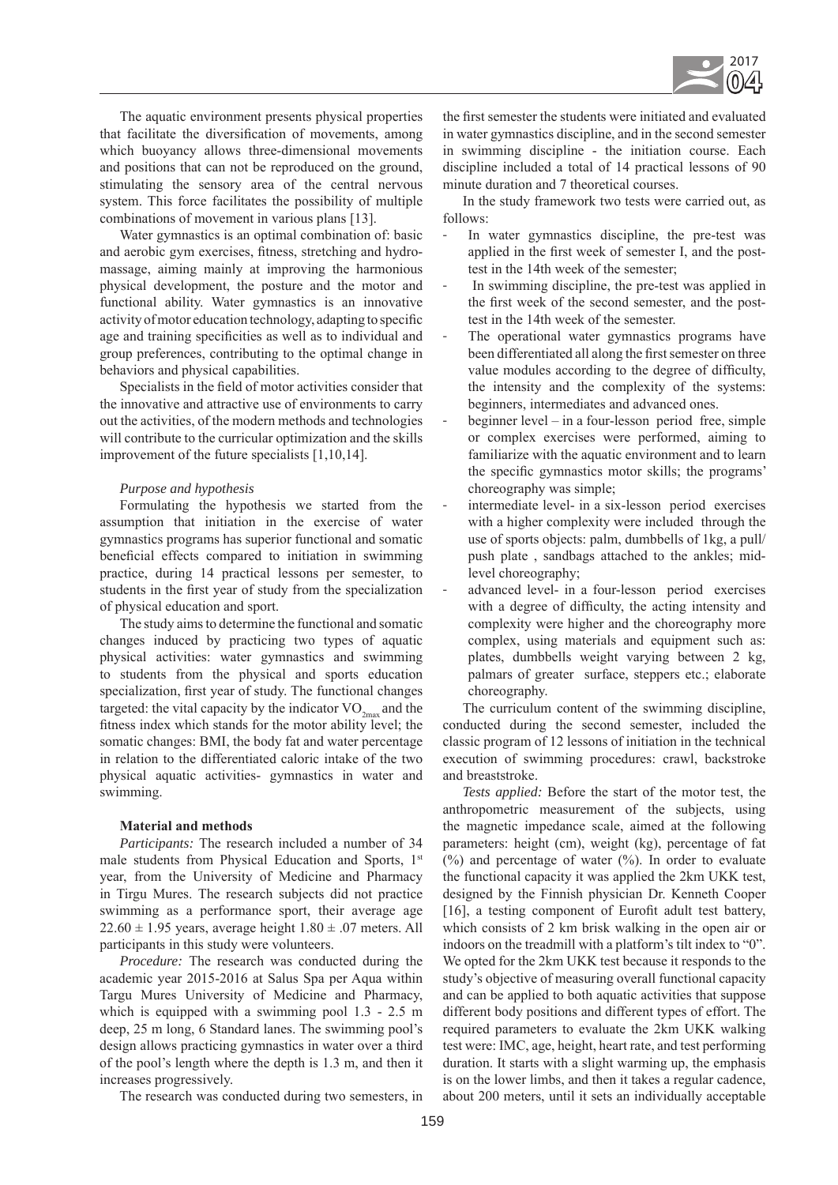The aquatic environment presents physical properties that facilitate the diversification of movements, among which buoyancy allows three-dimensional movements and positions that can not be reproduced on the ground, stimulating the sensory area of the central nervous system. This force facilitates the possibility of multiple combinations of movement in various plans [13].

Water gymnastics is an optimal combination of: basic and aerobic gym exercises, fitness, stretching and hydro-massage, aiming mainly at improving the harmonious physical development, the posture and the motor and functional ability. Water gymnastics is an innovative activity of motor education technology, adapting to specific age and training specificities as well as to individual and group preferences, contributing to the optimal change in behaviors and physical capabilities.

Specialists in the field of motor activities consider that the innovative and attractive use of environments to carry out the activities, of the modern methods and technologies will contribute to the curricular optimization and the skills improvement of the future specialists [1,10,14].

*Purpose and hypothesis*

Formulating the hypothesis we started from the assumption that initiation in the exercise of water gymnastics programs has superior functional and somatic beneficial effects compared to initiation in swimming practice, during 14 practical lessons per semester, to students in the first year of study from the specialization of physical education and sport.

The study aims to determine the functional and somatic changes induced by practicing two types of aquatic physical activities: water gymnastics and swimming to students from the physical and sports education specialization, first year of study. The functional changes targeted: the vital capacity by the indicator $VO_{2max}$ and the fitness index which stands for the motor ability level; the somatic changes: BMI, the body fat and water percentage in relation to the differentiated caloric intake of the two physical aquatic activities- gymnastics in water and swimming.

## Material and methods

*Participants:* The research included a number of 34 male students from Physical Education and Sports, 1st year, from the University of Medicine and Pharmacy in Tirgu Mures. The research subjects did not practice swimming as a performance sport, their average age $22.60 \pm 1.95$ years, average height $1.80 \pm .07$ meters. All participants in this study were volunteers.

*Procedure:* The research was conducted during the academic year 2015-2016 at Salus Spa per Aqua within Targu Mures University of Medicine and Pharmacy, which is equipped with a swimming pool 1.3 - 2.5 m deep, 25 m long, 6 Standard lanes. The swimming pool's design allows practicing gymnastics in water over a third of the pool's length where the depth is 1.3 m, and then it increases progressively.

The research was conducted during two semesters, in the first semester the students were initiated and evaluated in water gymnastics discipline, and in the second semester in swimming discipline - the initiation course. Each discipline included a total of 14 practical lessons of 90 minute duration and 7 theoretical courses.

In the study framework two tests were carried out, as follows:

- In water gymnastics discipline, the pre-test was applied in the first week of semester I, and the post-test in the 14th week of the semester;
- In swimming discipline, the pre-test was applied in the first week of the second semester, and the post-test in the 14th week of the semester.
- The operational water gymnastics programs have been differentiated all along the first semester on three value modules according to the degree of difficulty, the intensity and the complexity of the systems: beginners, intermediates and advanced ones.
- beginner level – in a four-lesson period free, simple or complex exercises were performed, aiming to familiarize with the aquatic environment and to learn the specific gymnastics motor skills; the programs' choreography was simple;
- intermediate level- in a six-lesson period exercises with a higher complexity were included through the use of sports objects: palm, dumbbells of 1kg, a pull/push plate , sandbags attached to the ankles; mid-level choreography;
- advanced level- in a four-lesson period exercises with a degree of difficulty, the acting intensity and complexity were higher and the choreography more complex, using materials and equipment such as: plates, dumbbells weight varying between 2 kg, palmars of greater surface, steppers etc.; elaborate choreography.

The curriculum content of the swimming discipline, conducted during the second semester, included the classic program of 12 lessons of initiation in the technical execution of swimming procedures: crawl, backstroke and breaststroke.

*Tests applied:* Before the start of the motor test, the anthropometric measurement of the subjects, using the magnetic impedance scale, aimed at the following parameters: height (cm), weight (kg), percentage of fat (%) and percentage of water (%). In order to evaluate the functional capacity it was applied the 2km UKK test, designed by the Finnish physician Dr. Kenneth Cooper [16], a testing component of Eurofit adult test battery, which consists of 2 km brisk walking in the open air or indoors on the treadmill with a platform's tilt index to "0". We opted for the 2km UKK test because it responds to the study's objective of measuring overall functional capacity and can be applied to both aquatic activities that suppose different body positions and different types of effort. The required parameters to evaluate the 2km UKK walking test were: IMC, age, height, heart rate, and test performing duration. It starts with a slight warming up, the emphasis is on the lower limbs, and then it takes a regular cadence, about 200 meters, until it sets an individually acceptable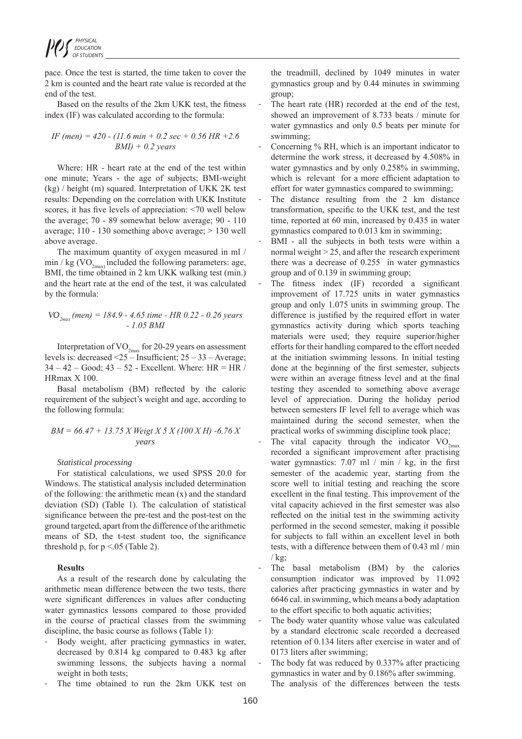pace. Once the test is started, the time taken to cover the 2 km is counted and the heart rate value is recorded at the end of the test.

Based on the results of the 2km UKK test, the fitness index (IF) was calculated according to the formula:

$$IF\ (men) = 420 - (11.6\ min + 0.2\ sec + 0.56\ HR + 2.6\ BMI) + 0.2\ years$$

Where: HR - heart rate at the end of the test within one minute; Years - the age of subjects; BMI-weight (kg) / height (m) squared. Interpretation of UKK 2K test results: Depending on the correlation with UKK Institute scores, it has five levels of appreciation: <70 well below the average; 70 - 89 somewhat below average; 90 - 110 average; 110 - 130 something above average; > 130 well above average.

The maximum quantity of oxygen measured in ml / min / kg ($VO_{2max}$) included the following parameters: age, BMI, the time obtained in 2 km UKK walking test (min.) and the heart rate at the end of the test, it was calculated by the formula:

$$VO_{2max}\ (men) = 184.9 - 4.65\ time - HR\ 0.22 - 0.26\ years - 1.05\ BMI$$

Interpretation of $VO_{2max}$ for 20-29 years on assessment levels is: decreased <25 – Insufficient; 25 – 33 – Average; 34 – 42 – Good; 43 – 52 - Excellent. Where: HR = HR / HRmax X 100.

Basal metabolism (BM) reflected by the caloric requirement of the subject's weight and age, according to the following formula:

$$BM = 66.47 + 13.75\ X\ Weigt\ X\ 5\ X\ (100\ X\ H) - 6.76\ X\ years$$

*Statistical processing*

For statistical calculations, we used SPSS 20.0 for Windows. The statistical analysis included determination of the following: the arithmetic mean (x) and the standard deviation (SD) (Table 1). The calculation of statistical significance between the pre-test and the post-test on the ground targeted, apart from the difference of the arithmetic means of SD, the t-test student too, the significance threshold p, for $p < .05$ (Table 2).

## Results

As a result of the research done by calculating the arithmetic mean difference between the two tests, there were significant differences in values after conducting water gymnastics lessons compared to those provided in the course of practical classes from the swimming discipline, the basic course as follows (Table 1):

- Body weight, after practicing gymnastics in water, decreased by 0.814 kg compared to 0.483 kg after swimming lessons, the subjects having a normal weight in both tests;
- The time obtained to run the 2km UKK test on the treadmill, declined by 1049 minutes in water gymnastics group and by 0.44 minutes in swimming group;
- The heart rate (HR) recorded at the end of the test, showed an improvement of 8.733 beats / minute for water gymnastics and only 0.5 beats per minute for swimming;
- Concerning % RH, which is an important indicator to determine the work stress, it decreased by 4.508% in water gymnastics and by only 0.258% in swimming, which is relevant for a more efficient adaptation to effort for water gymnastics compared to swimming;
- The distance resulting from the 2 km distance transformation, specific to the UKK test, and the test time, reported at 60 min, increased by 0.435 in water gymnastics compared to 0.013 km in swimming;
- BMI - all the subjects in both tests were within a normal weight > 25, and after the research experiment there was a decrease of 0.255 in water gymnastics group and of 0.139 in swimming group;
- The fitness index (IF) recorded a significant improvement of 17.725 units in water gymnastics group and only 1.075 units in swimming group. The difference is justified by the required effort in water gymnastics activity during which sports teaching materials were used; they require superior/higher efforts for their handling compared to the effort needed at the initiation swimming lessons. In initial testing done at the beginning of the first semester, subjects were within an average fitness level and at the final testing they ascended to something above average level of appreciation. During the holiday period between semesters IF level fell to average which was maintained during the second semester, when the practical works of swimming discipline took place;
- The vital capacity through the indicator $VO_{2max}$ recorded a significant improvement after practising water gymnastics: 7.07 ml / min / kg, in the first semester of the academic year, starting from the score well to initial testing and reaching the score excellent in the final testing. This improvement of the vital capacity achieved in the first semester was also reflected on the initial test in the swimming activity performed in the second semester, making it possible for subjects to fall within an excellent level in both tests, with a difference between them of 0.43 ml / min / kg;
- The basal metabolism (BM) by the calories consumption indicator was improved by 11.092 calories after practicing gymnastics in water and by 6646 cal. in swimming, which means a body adaptation to the effort specific to both aquatic activities;
- The body water quantity whose value was calculated by a standard electronic scale recorded a decreased retention of 0.134 liters after exercise in water and of 0173 liters after swimming;
- The body fat was reduced by 0.337% after practicing gymnastics in water and by 0.186% after swimming.

The analysis of the differences between the tests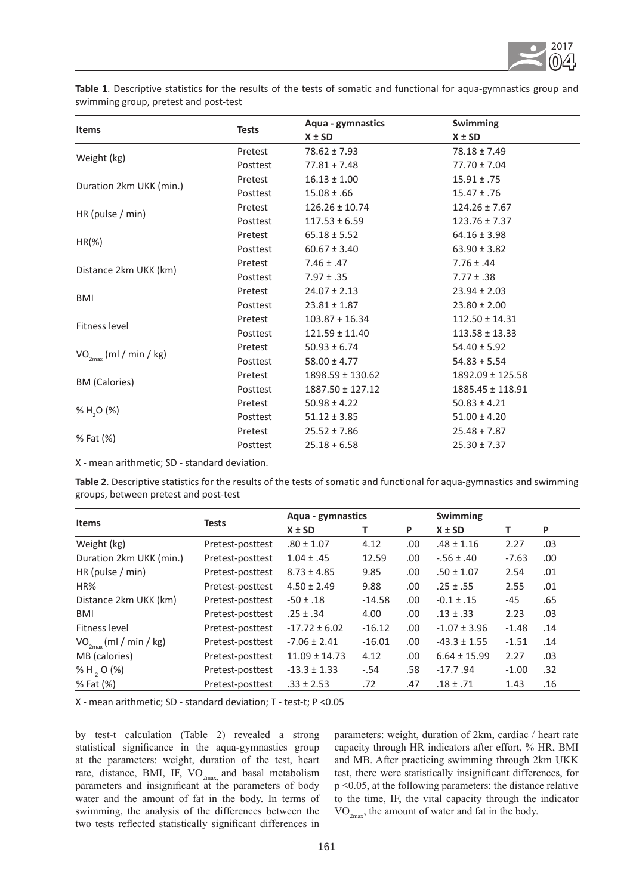**Table 1**. Descriptive statistics for the results of the tests of somatic and functional for aqua-gymnastics group and swimming group, pretest and post-test

| Items | Tests | Aqua - gymnastics<br>X ± SD | Swimming<br>X ± SD |
|---|---|---|---|
| Weight (kg) | Pretest | 78.62 ± 7.93 | 78.18 ± 7.49 |
| | Posttest | 77.81 + 7.48 | 77.70 ± 7.04 |
| Duration 2km UKK (min.) | Pretest | 16.13 ± 1.00 | 15.91 ± .75 |
| | Posttest | 15.08 ± .66 | 15.47 ± .76 |
| HR (pulse / min) | Pretest | 126.26 ± 10.74 | 124.26 ± 7.67 |
| | Posttest | 117.53 ± 6.59 | 123.76 ± 7.37 |
| HR(%) | Pretest | 65.18 ± 5.52 | 64.16 ± 3.98 |
| | Posttest | 60.67 ± 3.40 | 63.90 ± 3.82 |
| Distance 2km UKK (km) | Pretest | 7.46 ± .47 | 7.76 ± .44 |
| | Posttest | 7.97 ± .35 | 7.77 ± .38 |
| BMI | Pretest | 24.07 ± 2.13 | 23.94 ± 2.03 |
| | Posttest | 23.81 ± 1.87 | 23.80 ± 2.00 |
| Fitness level | Pretest | 103.87 + 16.34 | 112.50 ± 14.31 |
| | Posttest | 121.59 ± 11.40 | 113.58 ± 13.33 |
| $VO_{2max}$ (ml / min / kg) | Pretest | 50.93 ± 6.74 | 54.40 ± 5.92 |
| | Posttest | 58.00 ± 4.77 | 54.83 + 5.54 |
| BM (Calories) | Pretest | 1898.59 ± 130.62 | 1892.09 ± 125.58 |
| | Posttest | 1887.50 ± 127.12 | 1885.45 ± 118.91 |
| % $H_2O$ (%) | Pretest | 50.98 ± 4.22 | 50.83 ± 4.21 |
| | Posttest | 51.12 ± 3.85 | 51.00 ± 4.20 |
| % Fat (%) | Pretest | 25.52 ± 7.86 | 25.48 + 7.87 |
| | Posttest | 25.18 + 6.58 | 25.30 ± 7.37 |

X - mean arithmetic; SD - standard deviation.

**Table 2**. Descriptive statistics for the results of the tests of somatic and functional for aqua-gymnastics and swimming groups, between pretest and post-test

| Items | Tests | Aqua - gymnastics | | | Swimming | | |
|---|---|---|---|---|---|---|---|
| | | X ± SD | T | P | X ± SD | T | P |
| Weight (kg) | Pretest-posttest | .80 ± 1.07 | 4.12 | .00 | .48 ± 1.16 | 2.27 | .03 |
| Duration 2km UKK (min.) | Pretest-posttest | 1.04 ± .45 | 12.59 | .00 | -.56 ± .40 | -7.63 | .00 |
| HR (pulse / min) | Pretest-posttest | 8.73 ± 4.85 | 9.85 | .00 | .50 ± 1.07 | 2.54 | .01 |
| HR% | Pretest-posttest | 4.50 ± 2.49 | 9.88 | .00 | .25 ± .55 | 2.55 | .01 |
| Distance 2km UKK (km) | Pretest-posttest | -50 ± .18 | -14.58 | .00 | -0.1 ± .15 | -45 | .65 |
| BMI | Pretest-posttest | .25 ± .34 | 4.00 | .00 | .13 ± .33 | 2.23 | .03 |
| Fitness level | Pretest-posttest | -17.72 ± 6.02 | -16.12 | .00 | -1.07 ± 3.96 | -1.48 | .14 |
| $VO_{2max}$ (ml / min / kg) | Pretest-posttest | -7.06 ± 2.41 | -16.01 | .00 | -43.3 ± 1.55 | -1.51 | .14 |
| MB (calories) | Pretest-posttest | 11.09 ± 14.73 | 4.12 | .00 | 6.64 ± 15.99 | 2.27 | .03 |
| % $H_2O$ (%) | Pretest-posttest | -13.3 ± 1.33 | -.54 | .58 | -17.7 .94 | -1.00 | .32 |
| % Fat (%) | Pretest-posttest | .33 ± 2.53 | .72 | .47 | .18 ± .71 | 1.43 | .16 |

X - mean arithmetic; SD - standard deviation; T - test-t; P <0.05

by test-t calculation (Table 2) revealed a strong statistical significance in the aqua-gymnastics group at the parameters: weight, duration of the test, heart rate, distance, BMI, IF, $VO_{2max,}$ and basal metabolism parameters and insignificant at the parameters of body water and the amount of fat in the body. In terms of swimming, the analysis of the differences between the two tests reflected statistically significant differences in parameters: weight, duration of 2km, cardiac / heart rate capacity through HR indicators after effort, % HR, BMI and MB. After practicing swimming through 2km UKK test, there were statistically insignificant differences, for $p < 0.05$, at the following parameters: the distance relative to the time, IF, the vital capacity through the indicator $VO_{2max}$, the amount of water and fat in the body.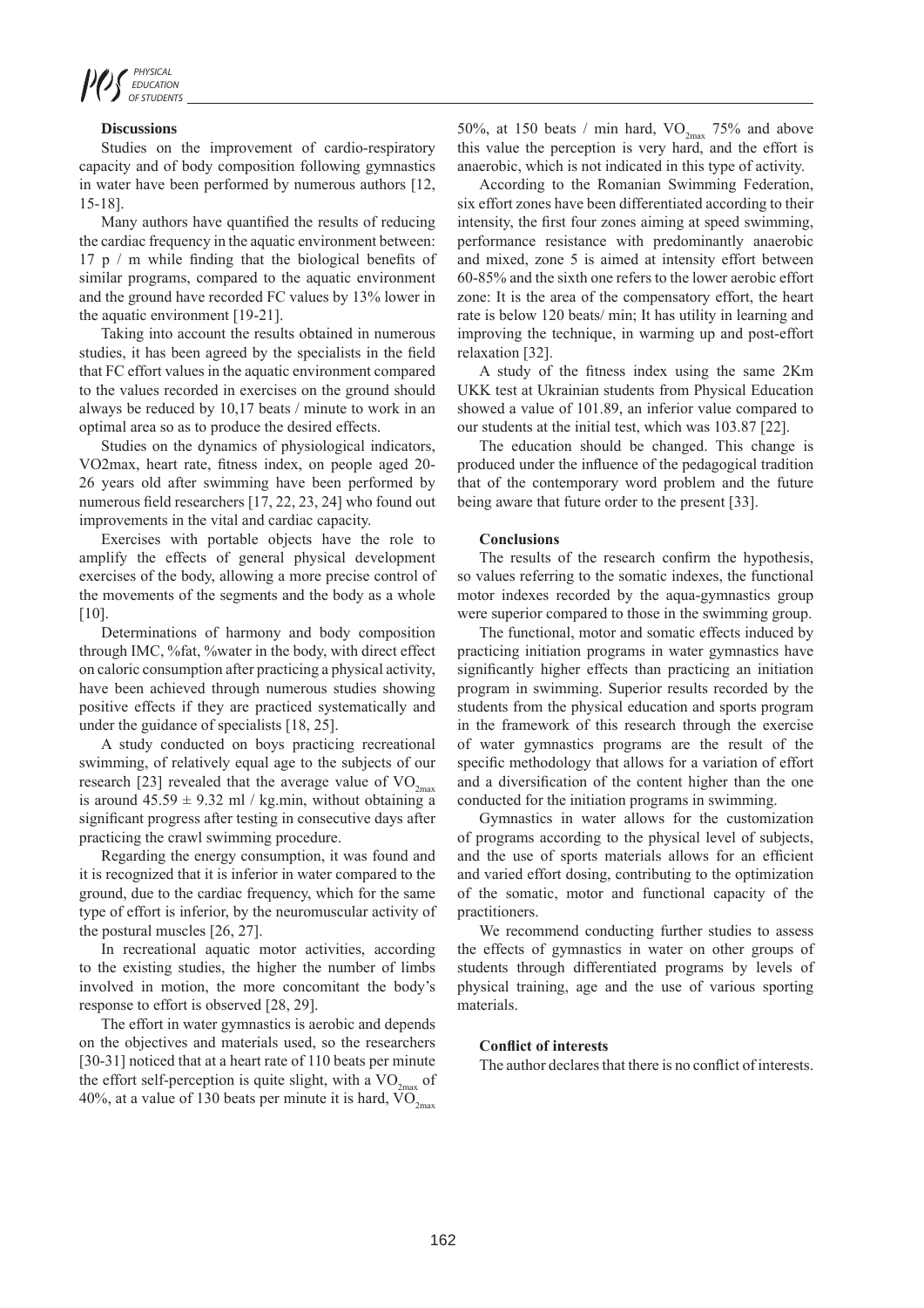### Discussions

Studies on the improvement of cardio-respiratory capacity and of body composition following gymnastics in water have been performed by numerous authors [12, 15-18].

Many authors have quantified the results of reducing the cardiac frequency in the aquatic environment between: 17 p / m while finding that the biological benefits of similar programs, compared to the aquatic environment and the ground have recorded FC values by 13% lower in the aquatic environment [19-21].

Taking into account the results obtained in numerous studies, it has been agreed by the specialists in the field that FC effort values in the aquatic environment compared to the values recorded in exercises on the ground should always be reduced by 10,17 beats / minute to work in an optimal area so as to produce the desired effects.

Studies on the dynamics of physiological indicators, VO2max, heart rate, fitness index, on people aged 20-26 years old after swimming have been performed by numerous field researchers [17, 22, 23, 24] who found out improvements in the vital and cardiac capacity.

Exercises with portable objects have the role to amplify the effects of general physical development exercises of the body, allowing a more precise control of the movements of the segments and the body as a whole [10].

Determinations of harmony and body composition through IMC, %fat, %water in the body, with direct effect on caloric consumption after practicing a physical activity, have been achieved through numerous studies showing positive effects if they are practiced systematically and under the guidance of specialists [18, 25].

A study conducted on boys practicing recreational swimming, of relatively equal age to the subjects of our research [23] revealed that the average value of $VO_{2max}$ is around $45.59 \pm 9.32$ ml / kg.min, without obtaining a significant progress after testing in consecutive days after practicing the crawl swimming procedure.

Regarding the energy consumption, it was found and it is recognized that it is inferior in water compared to the ground, due to the cardiac frequency, which for the same type of effort is inferior, by the neuromuscular activity of the postural muscles [26, 27].

In recreational aquatic motor activities, according to the existing studies, the higher the number of limbs involved in motion, the more concomitant the body's response to effort is observed [28, 29].

The effort in water gymnastics is aerobic and depends on the objectives and materials used, so the researchers [30-31] noticed that at a heart rate of 110 beats per minute the effort self-perception is quite slight, with a $VO_{2max}$ of 40%, at a value of 130 beats per minute it is hard, $VO_{2max}$ 50%, at 150 beats / min hard, $VO_{2max}$ 75% and above this value the perception is very hard, and the effort is anaerobic, which is not indicated in this type of activity.

According to the Romanian Swimming Federation, six effort zones have been differentiated according to their intensity, the first four zones aiming at speed swimming, performance resistance with predominantly anaerobic and mixed, zone 5 is aimed at intensity effort between 60-85% and the sixth one refers to the lower aerobic effort zone: It is the area of the compensatory effort, the heart rate is below 120 beats/ min; It has utility in learning and improving the technique, in warming up and post-effort relaxation [32].

A study of the fitness index using the same 2Km UKK test at Ukrainian students from Physical Education showed a value of 101.89, an inferior value compared to our students at the initial test, which was 103.87 [22].

The education should be changed. This change is produced under the influence of the pedagogical tradition that of the contemporary word problem and the future being aware that future order to the present [33].

### Conclusions

The results of the research confirm the hypothesis, so values referring to the somatic indexes, the functional motor indexes recorded by the aqua-gymnastics group were superior compared to those in the swimming group.

The functional, motor and somatic effects induced by practicing initiation programs in water gymnastics have significantly higher effects than practicing an initiation program in swimming. Superior results recorded by the students from the physical education and sports program in the framework of this research through the exercise of water gymnastics programs are the result of the specific methodology that allows for a variation of effort and a diversification of the content higher than the one conducted for the initiation programs in swimming.

Gymnastics in water allows for the customization of programs according to the physical level of subjects, and the use of sports materials allows for an efficient and varied effort dosing, contributing to the optimization of the somatic, motor and functional capacity of the practitioners.

We recommend conducting further studies to assess the effects of gymnastics in water on other groups of students through differentiated programs by levels of physical training, age and the use of various sporting materials.

### Conflict of interests

The author declares that there is no conflict of interests.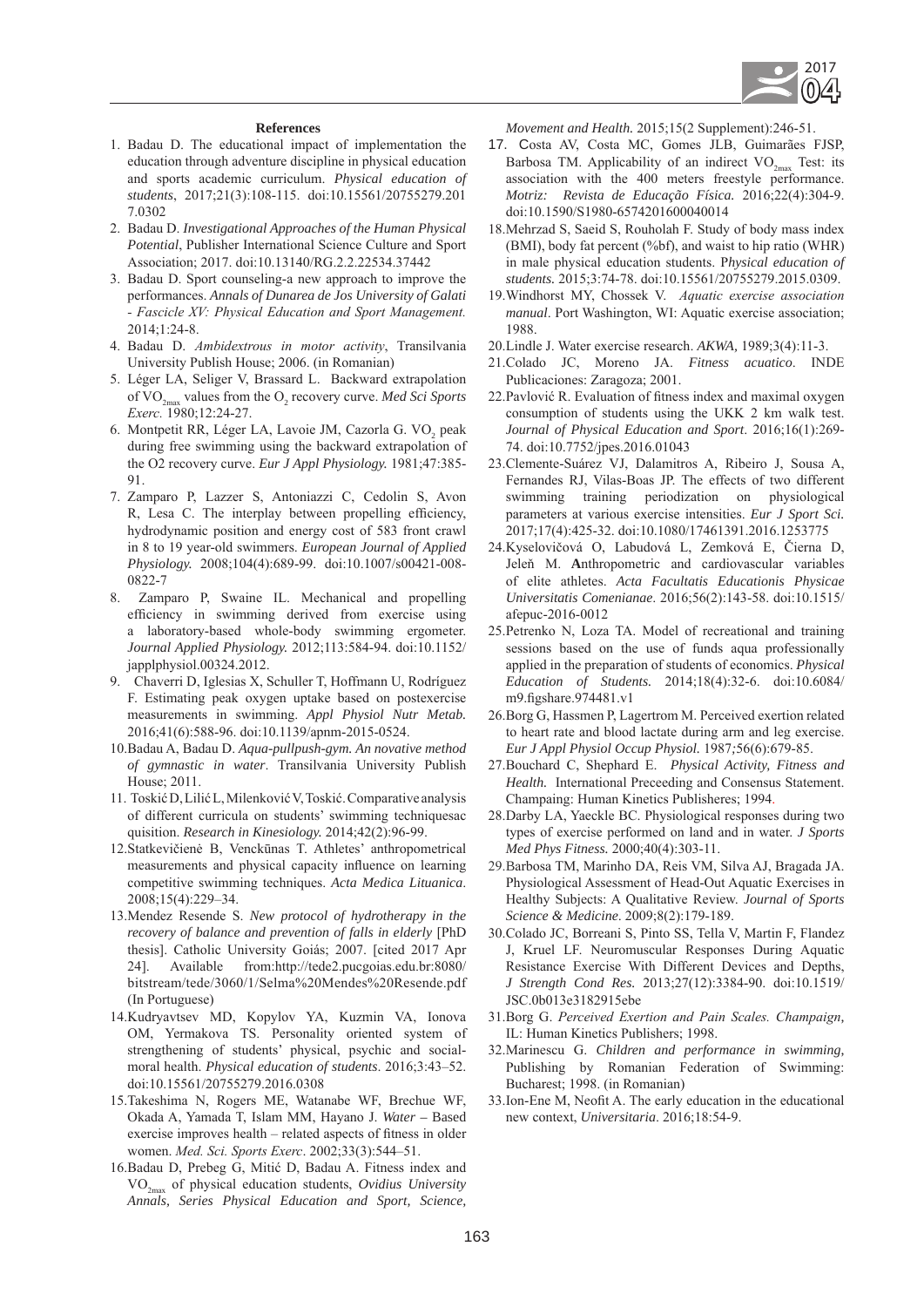### References

1. Badau D. The educational impact of implementation the education through adventure discipline in physical education and sports academic curriculum. *Physical education of students*, 2017;21(3):108-115. doi:10.15561/20755279.2017.0302
2. Badau D. *Investigational Approaches of the Human Physical Potential*, Publisher International Science Culture and Sport Association; 2017. doi:10.13140/RG.2.2.22534.37442
3. Badau D. Sport counseling-a new approach to improve the performances. *Annals of Dunarea de Jos University of Galati - Fascicle XV: Physical Education and Sport Management.* 2014;1:24-8.
4. Badau D. *Ambidextrous in motor activity*, Transilvania University Publish House; 2006. (in Romanian)
5. Léger LA, Seliger V, Brassard L. Backward extrapolation of $VO_{2max}$ values from the $O_2$ recovery curve. *Med Sci Sports Exerc.* 1980;12:24-27.
6. Montpetit RR, Léger LA, Lavoie JM, Cazorla G. $VO_2$ peak during free swimming using the backward extrapolation of the O2 recovery curve. *Eur J Appl Physiology.* 1981;47:385-91.
7. Zamparo P, Lazzer S, Antoniazzi C, Cedolin S, Avon R, Lesa C. The interplay between propelling efficiency, hydrodynamic position and energy cost of 583 front crawl in 8 to 19 year-old swimmers. *European Journal of Applied Physiology.* 2008;104(4):689-99. doi:10.1007/s00421-008-0822-7
8. Zamparo P, Swaine IL. Mechanical and propelling efficiency in swimming derived from exercise using a laboratory-based whole-body swimming ergometer. *Journal Applied Physiology.* 2012;113:584-94. doi:10.1152/japplphysiol.00324.2012.
9. Chaverri D, Iglesias X, Schuller T, Hoffmann U, Rodríguez F. Estimating peak oxygen uptake based on postexercise measurements in swimming. *Appl Physiol Nutr Metab.* 2016;41(6):588-96. doi:10.1139/apnm-2015-0524.
10. Badau A, Badau D. *Aqua-pullpush-gym. An novative method of gymnastic in water*. Transilvania University Publish House; 2011.
11. Toskić D, Lilić L, Milenković V, Toskić. Comparative analysis of different curricula on students' swimming techniquesac quisition. *Research in Kinesiology.* 2014;42(2):96-99.
12. Statkevičienė B, Venckūnas T. Athletes' anthropometrical measurements and physical capacity influence on learning competitive swimming techniques. *Acta Medica Lituanica*. 2008;15(4):229–34.
13. Mendez Resende S. *New protocol of hydrotherapy in the recovery of balance and prevention of falls in elderly* [PhD thesis]. Catholic University Goiás; 2007. [cited 2017 Apr 24]. Available from:http://tede2.pucgoias.edu.br:8080/bitstream/tede/3060/1/Selma%20Mendes%20Resende.pdf (In Portuguese)
14. Kudryavtsev MD, Kopylov YA, Kuzmin VA, Ionova OM, Yermakova TS. Personality oriented system of strengthening of students' physical, psychic and social-moral health. *Physical education of students*. 2016;3:43–52. doi:10.15561/20755279.2016.0308
15. Takeshima N, Rogers ME, Watanabe WF, Brechue WF, Okada A, Yamada T, Islam MM, Hayano J. *Water –* Based exercise improves health – related aspects of fitness in older women. *Med. Sci. Sports Exerc*. 2002;33(3):544–51.
16. Badau D, Prebeg G, Mitić D, Badau A. Fitness index and $VO_{2max}$ of physical education students, *Ovidius University Annals, Series Physical Education and Sport, Science, Movement and Health.* 2015;15(2 Supplement):246-51.
17. Costa AV, Costa MC, Gomes JLB, Guimarães FJSP, Barbosa TM. Applicability of an indirect $VO_{2max}$ Test: its association with the 400 meters freestyle performance. *Motriz: Revista de Educação Física.* 2016;22(4):304-9. doi:10.1590/S1980-6574201600040014
18. Mehrzad S, Saeid S, Rouholah F. Study of body mass index (BMI), body fat percent (%bf), and waist to hip ratio (WHR) in male physical education students. *Physical education of students.* 2015;3:74-78. doi:10.15561/20755279.2015.0309.
19. Windhorst MY, Chossek V. *Aquatic exercise association manual*. Port Washington, WI: Aquatic exercise association; 1988.
20. Lindle J. Water exercise research. *AKWA,* 1989;3(4):11-3.
21. Colado JC, Moreno JA. *Fitness acuatico*. INDE Publicaciones: Zaragoza; 2001.
22. Pavlović R. Evaluation of fitness index and maximal oxygen consumption of students using the UKK 2 km walk test. *Journal of Physical Education and Sport*. 2016;16(1):269-74. doi:10.7752/jpes.2016.01043
23. Clemente-Suárez VJ, Dalamitros A, Ribeiro J, Sousa A, Fernandes RJ, Vilas-Boas JP. The effects of two different swimming training periodization on physiological parameters at various exercise intensities. *Eur J Sport Sci.* 2017;17(4):425-32. doi:10.1080/17461391.2016.1253775
24. Kyselovičová O, Labudová L, Zemková E, Čierna D, Jeleň M. **A**nthropometric and cardiovascular variables of elite athletes. *Acta Facultatis Educationis Physicae Universitatis Comenianae*. 2016;56(2):143-58. doi:10.1515/afepuc-2016-0012
25. Petrenko N, Loza TA. Model of recreational and training sessions based on the use of funds aqua professionally applied in the preparation of students of economics. *Physical Education of Students.* 2014;18(4):32-6. doi:10.6084/m9.figshare.974481.v1
26. Borg G, Hassmen P, Lagertrom M. Perceived exertion related to heart rate and blood lactate during arm and leg exercise. *Eur J Appl Physiol Occup Physiol.* 1987;56(6):679-85.
27. Bouchard C, Shephard E. *Physical Activity, Fitness and Health.* International Preceeding and Consensus Statement. Champaing: Human Kinetics Publisheres; 1994.
28. Darby LA, Yaeckle BC. Physiological responses during two types of exercise performed on land and in water. *J Sports Med Phys Fitness.* 2000;40(4):303-11.
29. Barbosa TM, Marinho DA, Reis VM, Silva AJ, Bragada JA. Physiological Assessment of Head-Out Aquatic Exercises in Healthy Subjects: A Qualitative Review. *Journal of Sports Science & Medicine*. 2009;8(2):179-189.
30. Colado JC, Borreani S, Pinto SS, Tella V, Martin F, Flandez J, Kruel LF. Neuromuscular Responses During Aquatic Resistance Exercise With Different Devices and Depths, *J Strength Cond Res.* 2013;27(12):3384-90. doi:10.1519/JSC.0b013e3182915ebe
31. Borg G. *Perceived Exertion and Pain Scales. Champaign,* IL: Human Kinetics Publishers; 1998.
32. Marinescu G. *Children and performance in swimming,* Publishing by Romanian Federation of Swimming: Bucharest; 1998. (in Romanian)
33. Ion-Ene M, Neofit A. The early education in the educational new context, *Universitaria*. 2016;18:54-9.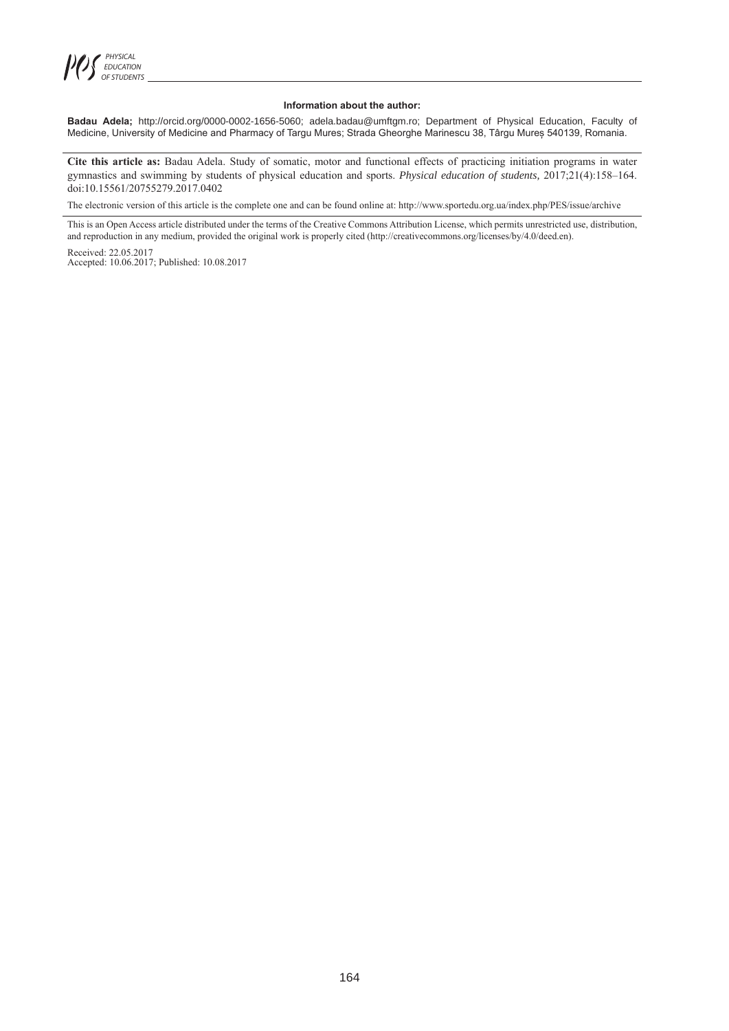#### Information about the author:

**Badau Adela;** http://orcid.org/0000-0002-1656-5060; adela.badau@umftgm.ro; Department of Physical Education, Faculty of Medicine, University of Medicine and Pharmacy of Targu Mures; Strada Gheorghe Marinescu 38, Târgu Mureș 540139, Romania.

**Cite this article as:** Badau Adela. Study of somatic, motor and functional effects of practicing initiation programs in water gymnastics and swimming by students of physical education and sports. *Physical education of students,* 2017;21(4):158–164. doi:10.15561/20755279.2017.0402

The electronic version of this article is the complete one and can be found online at: http://www.sportedu.org.ua/index.php/PES/issue/archive

This is an Open Access article distributed under the terms of the Creative Commons Attribution License, which permits unrestricted use, distribution, and reproduction in any medium, provided the original work is properly cited (http://creativecommons.org/licenses/by/4.0/deed.en).

Received: 22.05.2017
Accepted: 10.06.2017; Published: 10.08.2017